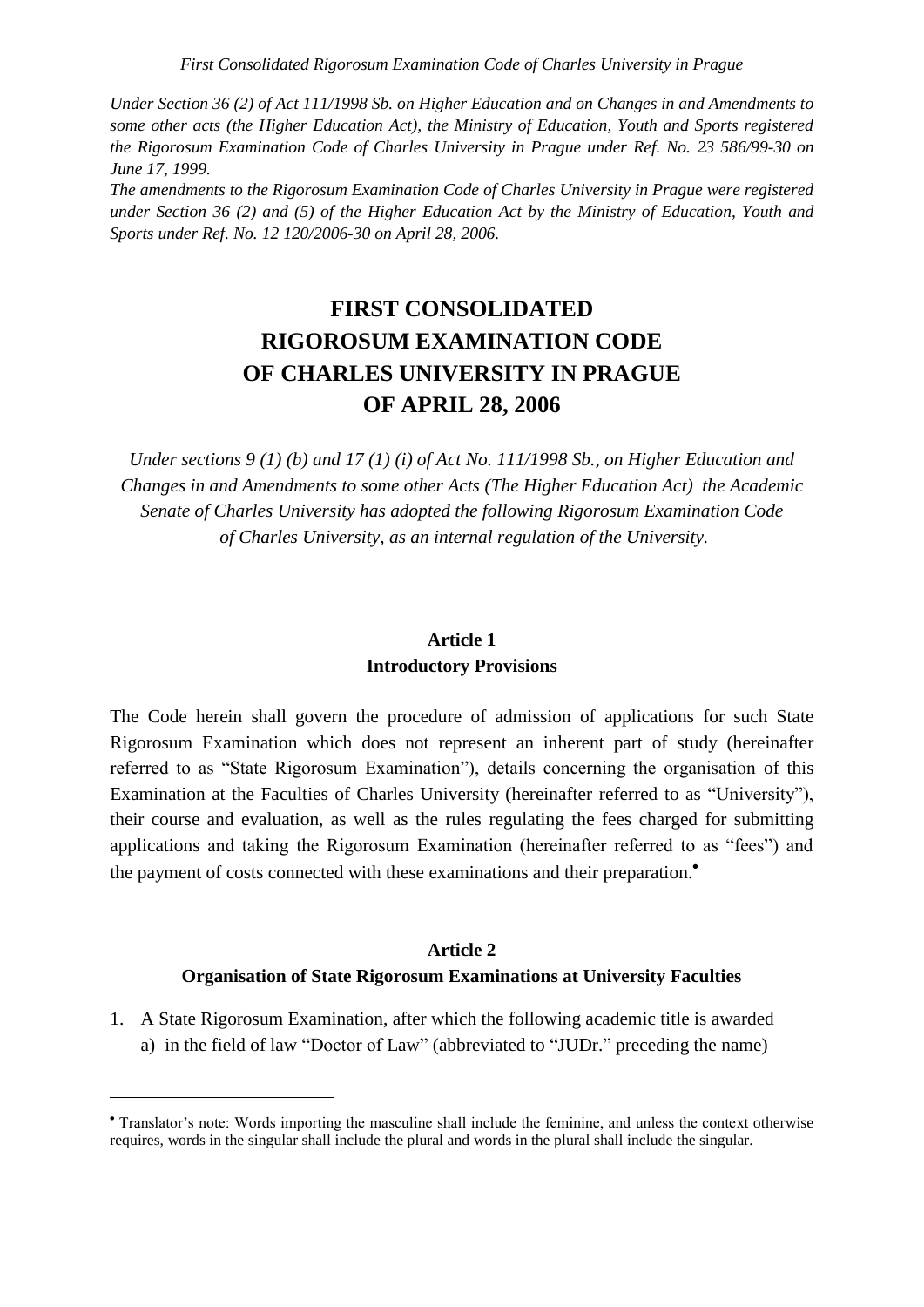*Under Section 36 (2) of Act 111/1998 Sb. on Higher Education and on Changes in and Amendments to some other acts (the Higher Education Act), the Ministry of Education, Youth and Sports registered the Rigorosum Examination Code of Charles University in Prague under Ref. No. 23 586/99-30 on June 17, 1999.*

*The amendments to the Rigorosum Examination Code of Charles University in Prague were registered under Section 36 (2) and (5) of the Higher Education Act by the Ministry of Education, Youth and Sports under Ref. No. 12 120/2006-30 on April 28, 2006.*

---

# FIRST CONSOLIDATED RIGOROSUM EXAMINATION CODE OF CHARLES UNIVERSITY IN PRAGUE OF APRIL 28, 2006

*Under sections 9 (1) (b) and 17 (1) (i) of Act No. 111/1998 Sb., on Higher Education and Changes in and Amendments to some other Acts (The Higher Education Act) the Academic Senate of Charles University has adopted the following Rigorosum Examination Code of Charles University, as an internal regulation of the University.*

## Article 1
## Introductory Provisions

The Code herein shall govern the procedure of admission of applications for such State Rigorosum Examination which does not represent an inherent part of study (hereinafter referred to as "State Rigorosum Examination"), details concerning the organisation of this Examination at the Faculties of Charles University (hereinafter referred to as "University"), their course and evaluation, as well as the rules regulating the fees charged for submitting applications and taking the Rigorosum Examination (hereinafter referred to as "fees") and the payment of costs connected with these examinations and their preparation.[•]

## Article 2
## Organisation of State Rigorosum Examinations at University Faculties

1. A State Rigorosum Examination, after which the following academic title is awarded
   a) in the field of law "Doctor of Law" (abbreviated to "JUDr." preceding the name)

---

[•] Translator's note: Words importing the masculine shall include the feminine, and unless the context otherwise requires, words in the singular shall include the plural and words in the plural shall include the singular.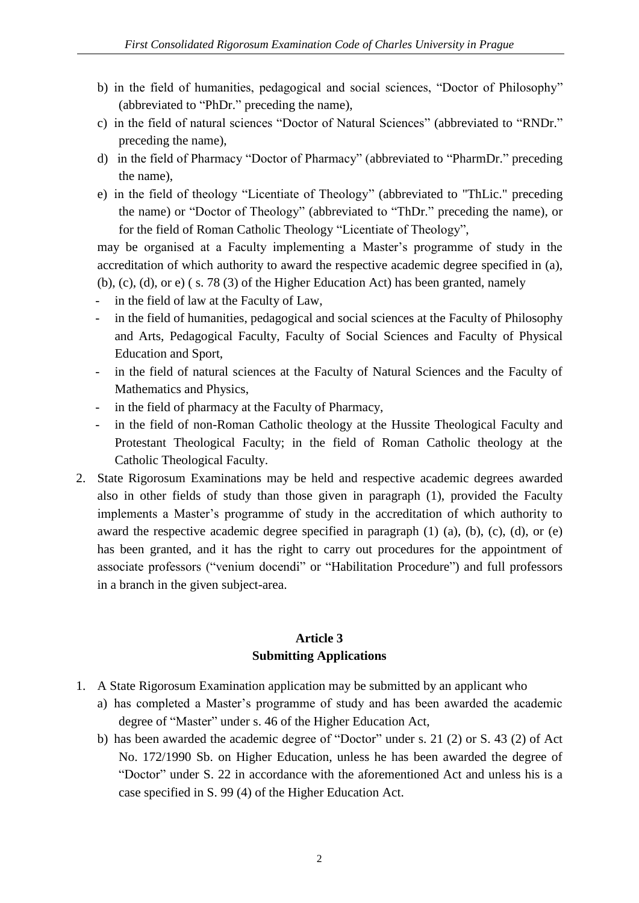b) in the field of humanities, pedagogical and social sciences, "Doctor of Philosophy" (abbreviated to "PhDr." preceding the name),

c) in the field of natural sciences "Doctor of Natural Sciences" (abbreviated to "RNDr." preceding the name),

d) in the field of Pharmacy "Doctor of Pharmacy" (abbreviated to "PharmDr." preceding the name),

e) in the field of theology "Licentiate of Theology" (abbreviated to "ThLic." preceding the name) or "Doctor of Theology" (abbreviated to "ThDr." preceding the name), or for the field of Roman Catholic Theology "Licentiate of Theology",

may be organised at a Faculty implementing a Master's programme of study in the accreditation of which authority to award the respective academic degree specified in (a), (b), (c), (d), or e) ( s. 78 (3) of the Higher Education Act) has been granted, namely

- in the field of law at the Faculty of Law,
- in the field of humanities, pedagogical and social sciences at the Faculty of Philosophy and Arts, Pedagogical Faculty, Faculty of Social Sciences and Faculty of Physical Education and Sport,
- in the field of natural sciences at the Faculty of Natural Sciences and the Faculty of Mathematics and Physics,
- in the field of pharmacy at the Faculty of Pharmacy,
- in the field of non-Roman Catholic theology at the Hussite Theological Faculty and Protestant Theological Faculty; in the field of Roman Catholic theology at the Catholic Theological Faculty.

2. State Rigorosum Examinations may be held and respective academic degrees awarded also in other fields of study than those given in paragraph (1), provided the Faculty implements a Master's programme of study in the accreditation of which authority to award the respective academic degree specified in paragraph (1) (a), (b), (c), (d), or (e) has been granted, and it has the right to carry out procedures for the appointment of associate professors ("venium docendi" or "Habilitation Procedure") and full professors in a branch in the given subject-area.

## Article 3
## Submitting Applications

1. A State Rigorosum Examination application may be submitted by an applicant who
   a) has completed a Master's programme of study and has been awarded the academic degree of "Master" under s. 46 of the Higher Education Act,
   b) has been awarded the academic degree of "Doctor" under s. 21 (2) or S. 43 (2) of Act No. 172/1990 Sb. on Higher Education, unless he has been awarded the degree of "Doctor" under S. 22 in accordance with the aforementioned Act and unless his is a case specified in S. 99 (4) of the Higher Education Act.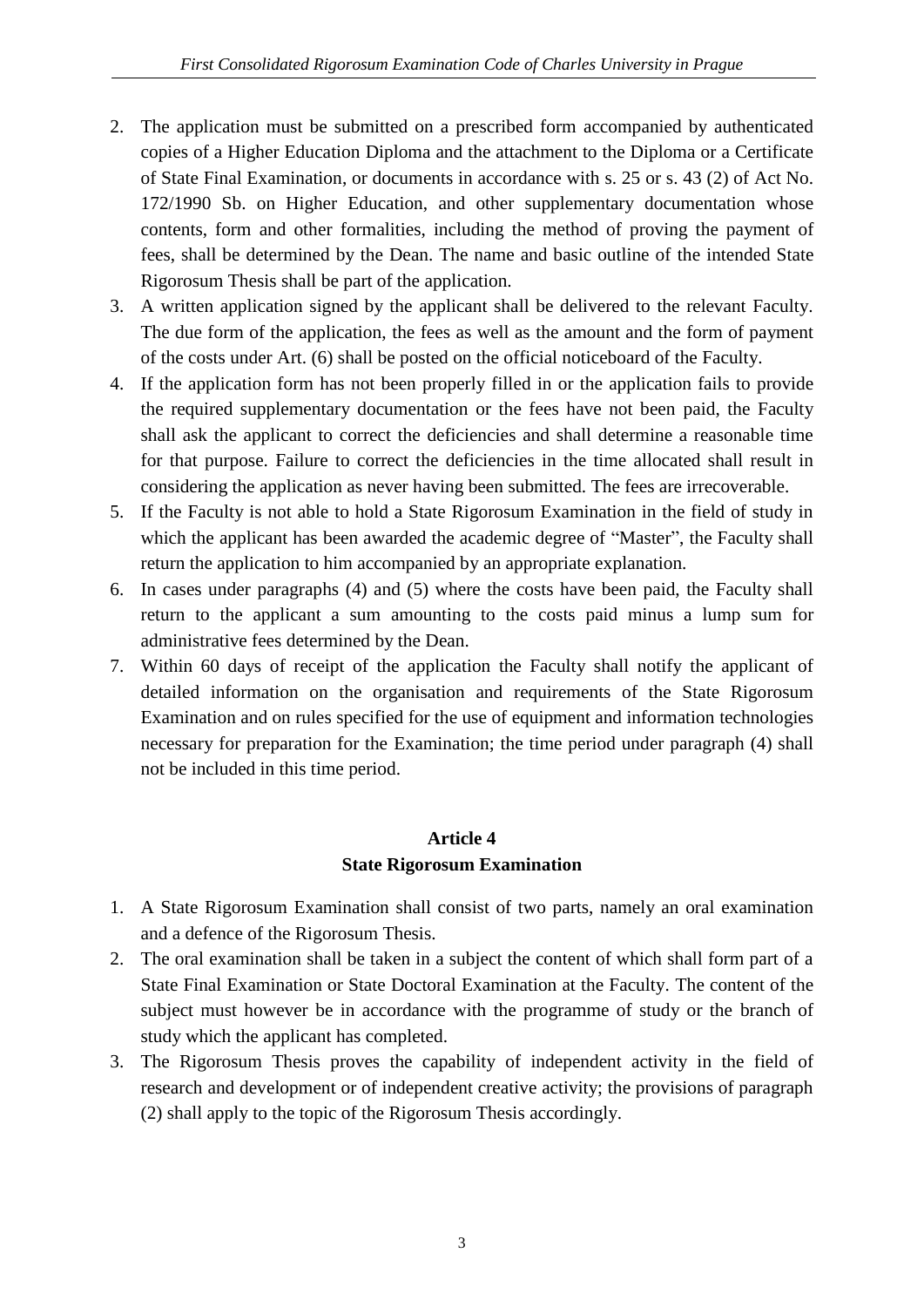2. The application must be submitted on a prescribed form accompanied by authenticated copies of a Higher Education Diploma and the attachment to the Diploma or a Certificate of State Final Examination, or documents in accordance with s. 25 or s. 43 (2) of Act No. 172/1990 Sb. on Higher Education, and other supplementary documentation whose contents, form and other formalities, including the method of proving the payment of fees, shall be determined by the Dean. The name and basic outline of the intended State Rigorosum Thesis shall be part of the application.
3. A written application signed by the applicant shall be delivered to the relevant Faculty. The due form of the application, the fees as well as the amount and the form of payment of the costs under Art. (6) shall be posted on the official noticeboard of the Faculty.
4. If the application form has not been properly filled in or the application fails to provide the required supplementary documentation or the fees have not been paid, the Faculty shall ask the applicant to correct the deficiencies and shall determine a reasonable time for that purpose. Failure to correct the deficiencies in the time allocated shall result in considering the application as never having been submitted. The fees are irrecoverable.
5. If the Faculty is not able to hold a State Rigorosum Examination in the field of study in which the applicant has been awarded the academic degree of "Master", the Faculty shall return the application to him accompanied by an appropriate explanation.
6. In cases under paragraphs (4) and (5) where the costs have been paid, the Faculty shall return to the applicant a sum amounting to the costs paid minus a lump sum for administrative fees determined by the Dean.
7. Within 60 days of receipt of the application the Faculty shall notify the applicant of detailed information on the organisation and requirements of the State Rigorosum Examination and on rules specified for the use of equipment and information technologies necessary for preparation for the Examination; the time period under paragraph (4) shall not be included in this time period.

## Article 4
## State Rigorosum Examination

1. A State Rigorosum Examination shall consist of two parts, namely an oral examination and a defence of the Rigorosum Thesis.
2. The oral examination shall be taken in a subject the content of which shall form part of a State Final Examination or State Doctoral Examination at the Faculty. The content of the subject must however be in accordance with the programme of study or the branch of study which the applicant has completed.
3. The Rigorosum Thesis proves the capability of independent activity in the field of research and development or of independent creative activity; the provisions of paragraph (2) shall apply to the topic of the Rigorosum Thesis accordingly.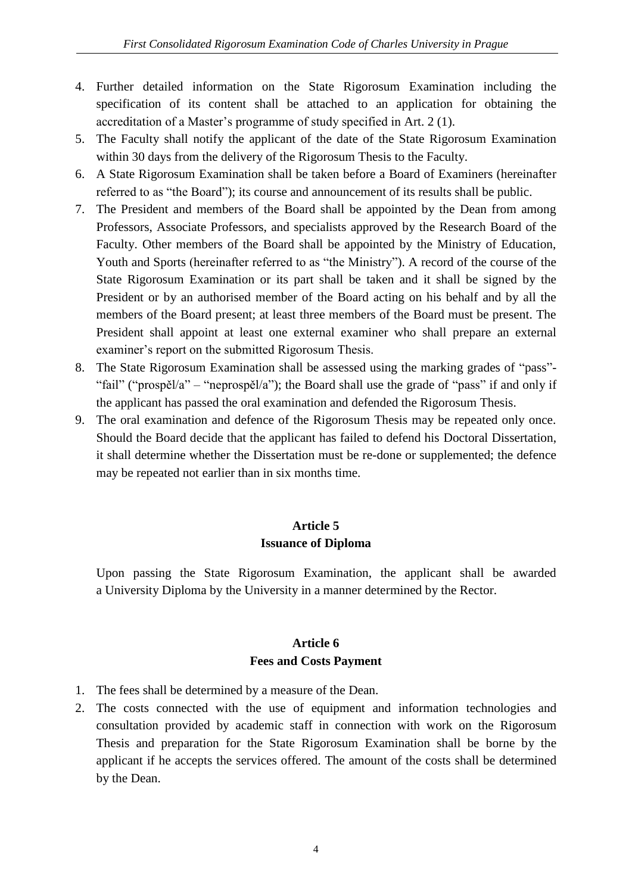4. Further detailed information on the State Rigorosum Examination including the specification of its content shall be attached to an application for obtaining the accreditation of a Master's programme of study specified in Art. 2 (1).
5. The Faculty shall notify the applicant of the date of the State Rigorosum Examination within 30 days from the delivery of the Rigorosum Thesis to the Faculty.
6. A State Rigorosum Examination shall be taken before a Board of Examiners (hereinafter referred to as "the Board"); its course and announcement of its results shall be public.
7. The President and members of the Board shall be appointed by the Dean from among Professors, Associate Professors, and specialists approved by the Research Board of the Faculty. Other members of the Board shall be appointed by the Ministry of Education, Youth and Sports (hereinafter referred to as "the Ministry"). A record of the course of the State Rigorosum Examination or its part shall be taken and it shall be signed by the President or by an authorised member of the Board acting on his behalf and by all the members of the Board present; at least three members of the Board must be present. The President shall appoint at least one external examiner who shall prepare an external examiner's report on the submitted Rigorosum Thesis.
8. The State Rigorosum Examination shall be assessed using the marking grades of "pass"- "fail" ("prospěl/a" – "neprospěl/a"); the Board shall use the grade of "pass" if and only if the applicant has passed the oral examination and defended the Rigorosum Thesis.
9. The oral examination and defence of the Rigorosum Thesis may be repeated only once. Should the Board decide that the applicant has failed to defend his Doctoral Dissertation, it shall determine whether the Dissertation must be re-done or supplemented; the defence may be repeated not earlier than in six months time.

## Article 5
## Issuance of Diploma

Upon passing the State Rigorosum Examination, the applicant shall be awarded a University Diploma by the University in a manner determined by the Rector.

## Article 6
## Fees and Costs Payment

1. The fees shall be determined by a measure of the Dean.
2. The costs connected with the use of equipment and information technologies and consultation provided by academic staff in connection with work on the Rigorosum Thesis and preparation for the State Rigorosum Examination shall be borne by the applicant if he accepts the services offered. The amount of the costs shall be determined by the Dean.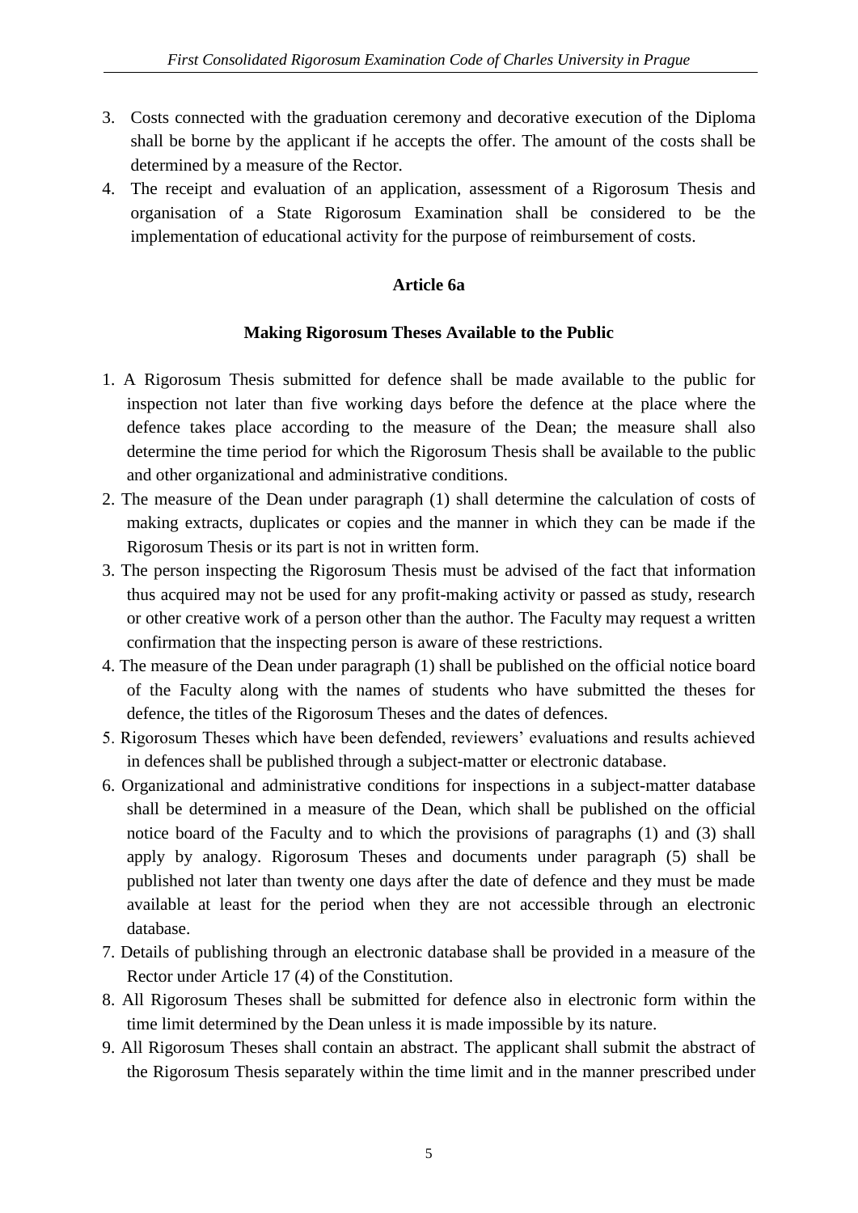3. Costs connected with the graduation ceremony and decorative execution of the Diploma shall be borne by the applicant if he accepts the offer. The amount of the costs shall be determined by a measure of the Rector.
4. The receipt and evaluation of an application, assessment of a Rigorosum Thesis and organisation of a State Rigorosum Examination shall be considered to be the implementation of educational activity for the purpose of reimbursement of costs.

**Article 6a**

**Making Rigorosum Theses Available to the Public**

1. A Rigorosum Thesis submitted for defence shall be made available to the public for inspection not later than five working days before the defence at the place where the defence takes place according to the measure of the Dean; the measure shall also determine the time period for which the Rigorosum Thesis shall be available to the public and other organizational and administrative conditions.
2. The measure of the Dean under paragraph (1) shall determine the calculation of costs of making extracts, duplicates or copies and the manner in which they can be made if the Rigorosum Thesis or its part is not in written form.
3. The person inspecting the Rigorosum Thesis must be advised of the fact that information thus acquired may not be used for any profit-making activity or passed as study, research or other creative work of a person other than the author. The Faculty may request a written confirmation that the inspecting person is aware of these restrictions.
4. The measure of the Dean under paragraph (1) shall be published on the official notice board of the Faculty along with the names of students who have submitted the theses for defence, the titles of the Rigorosum Theses and the dates of defences.
5. Rigorosum Theses which have been defended, reviewers' evaluations and results achieved in defences shall be published through a subject-matter or electronic database.
6. Organizational and administrative conditions for inspections in a subject-matter database shall be determined in a measure of the Dean, which shall be published on the official notice board of the Faculty and to which the provisions of paragraphs (1) and (3) shall apply by analogy. Rigorosum Theses and documents under paragraph (5) shall be published not later than twenty one days after the date of defence and they must be made available at least for the period when they are not accessible through an electronic database.
7. Details of publishing through an electronic database shall be provided in a measure of the Rector under Article 17 (4) of the Constitution.
8. All Rigorosum Theses shall be submitted for defence also in electronic form within the time limit determined by the Dean unless it is made impossible by its nature.
9. All Rigorosum Theses shall contain an abstract. The applicant shall submit the abstract of the Rigorosum Thesis separately within the time limit and in the manner prescribed under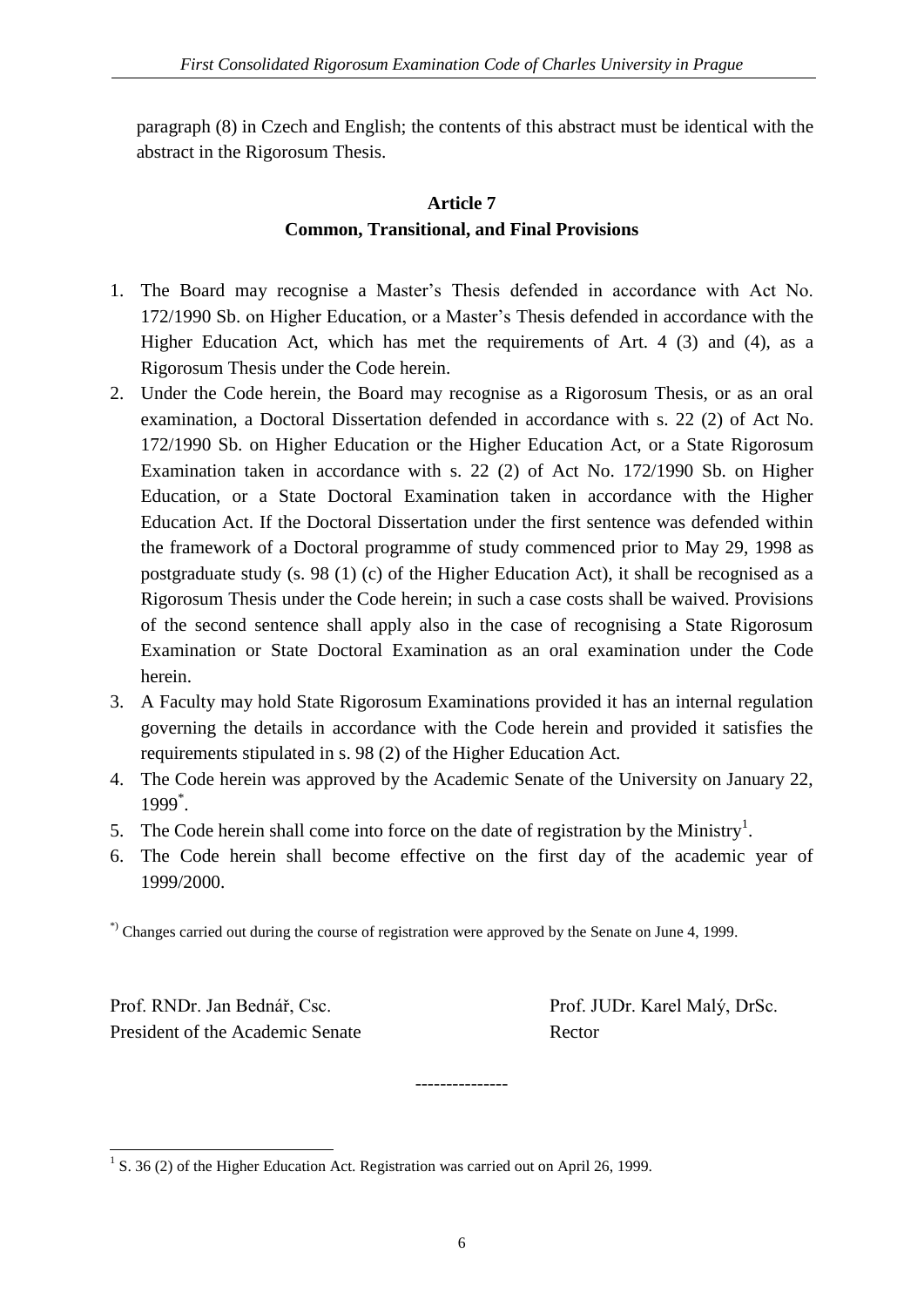paragraph (8) in Czech and English; the contents of this abstract must be identical with the abstract in the Rigorosum Thesis.

## Article 7
## Common, Transitional, and Final Provisions

1. The Board may recognise a Master's Thesis defended in accordance with Act No. 172/1990 Sb. on Higher Education, or a Master's Thesis defended in accordance with the Higher Education Act, which has met the requirements of Art. 4 (3) and (4), as a Rigorosum Thesis under the Code herein.
2. Under the Code herein, the Board may recognise as a Rigorosum Thesis, or as an oral examination, a Doctoral Dissertation defended in accordance with s. 22 (2) of Act No. 172/1990 Sb. on Higher Education or the Higher Education Act, or a State Rigorosum Examination taken in accordance with s. 22 (2) of Act No. 172/1990 Sb. on Higher Education, or a State Doctoral Examination taken in accordance with the Higher Education Act. If the Doctoral Dissertation under the first sentence was defended within the framework of a Doctoral programme of study commenced prior to May 29, 1998 as postgraduate study (s. 98 (1) (c) of the Higher Education Act), it shall be recognised as a Rigorosum Thesis under the Code herein; in such a case costs shall be waived. Provisions of the second sentence shall apply also in the case of recognising a State Rigorosum Examination or State Doctoral Examination as an oral examination under the Code herein.
3. A Faculty may hold State Rigorosum Examinations provided it has an internal regulation governing the details in accordance with the Code herein and provided it satisfies the requirements stipulated in s. 98 (2) of the Higher Education Act.
4. The Code herein was approved by the Academic Senate of the University on January 22, 1999[*].
5. The Code herein shall come into force on the date of registration by the Ministry[1].
6. The Code herein shall become effective on the first day of the academic year of 1999/2000.

[*)] Changes carried out during the course of registration were approved by the Senate on June 4, 1999.

Prof. RNDr. Jan Bednář, Csc.
President of the Academic Senate

Prof. JUDr. Karel Malý, DrSc.
Rector

---------------

[1] S. 36 (2) of the Higher Education Act. Registration was carried out on April 26, 1999.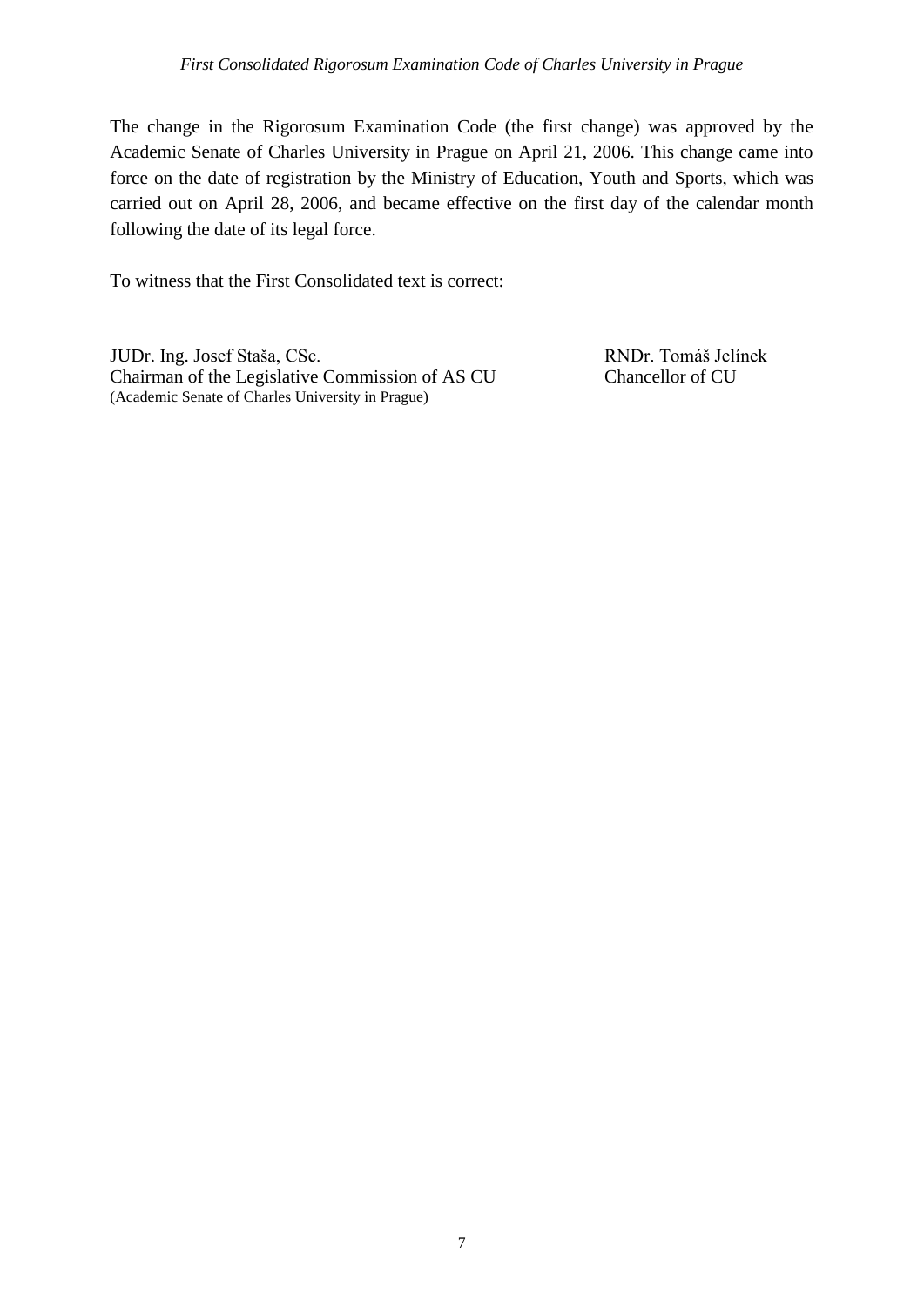The change in the Rigorosum Examination Code (the first change) was approved by the Academic Senate of Charles University in Prague on April 21, 2006. This change came into force on the date of registration by the Ministry of Education, Youth and Sports, which was carried out on April 28, 2006, and became effective on the first day of the calendar month following the date of its legal force.

To witness that the First Consolidated text is correct:

JUDr. Ing. Josef Staša, CSc.
Chairman of the Legislative Commission of AS CU
(Academic Senate of Charles University in Prague)

RNDr. Tomáš Jelínek
Chancellor of CU